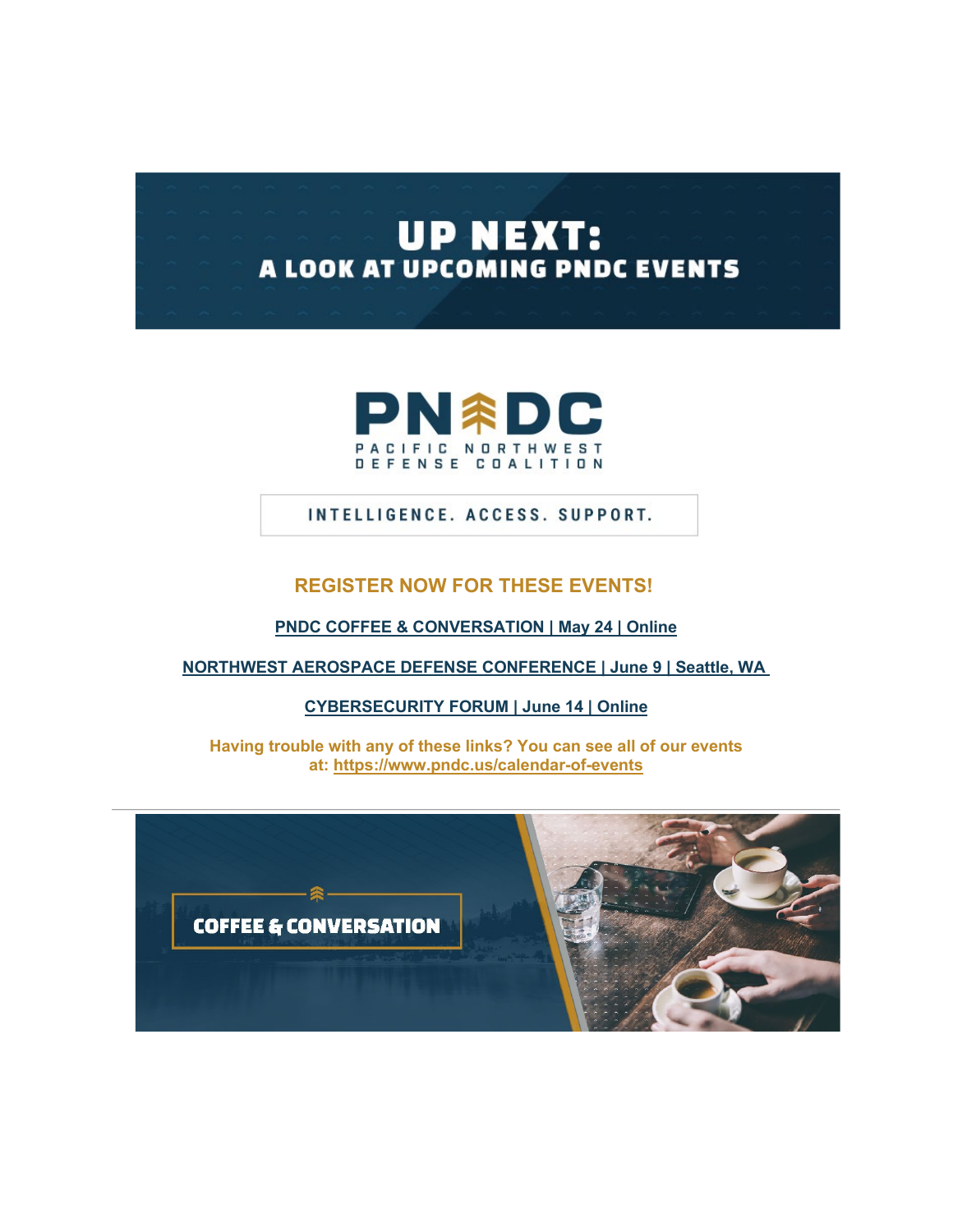# UP NEXT:
## A LOOK AT UPCOMING PNDC EVENTS

**PNDC**
PACIFIC NORTHWEST DEFENSE COALITION

INTELLIGENCE. ACCESS. SUPPORT.

## REGISTER NOW FOR THESE EVENTS!

**PNDC COFFEE & CONVERSATION | May 24 | Online**

**NORTHWEST AEROSPACE DEFENSE CONFERENCE | June 9 | Seattle, WA**

**CYBERSECURITY FORUM | June 14 | Online**

**Having trouble with any of these links? You can see all of our events at: https://www.pndc.us/calendar-of-events**

---

**COFFEE & CONVERSATION**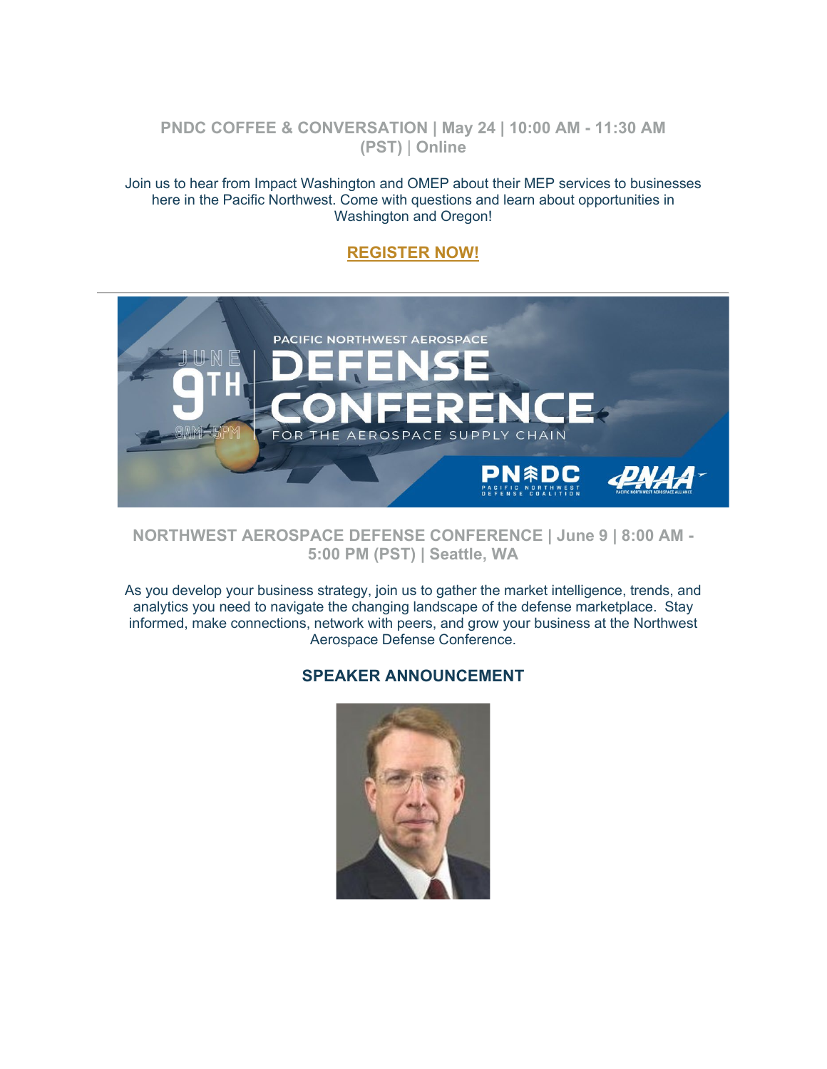**PNDC COFFEE & CONVERSATION | May 24 | 10:00 AM - 11:30 AM (PST) | Online**

Join us to hear from Impact Washington and OMEP about their MEP services to businesses here in the Pacific Northwest. Come with questions and learn about opportunities in Washington and Oregon!

**REGISTER NOW!**

---

**NORTHWEST AEROSPACE DEFENSE CONFERENCE | June 9 | 8:00 AM - 5:00 PM (PST) | Seattle, WA**

As you develop your business strategy, join us to gather the market intelligence, trends, and analytics you need to navigate the changing landscape of the defense marketplace. Stay informed, make connections, network with peers, and grow your business at the Northwest Aerospace Defense Conference.

**SPEAKER ANNOUNCEMENT**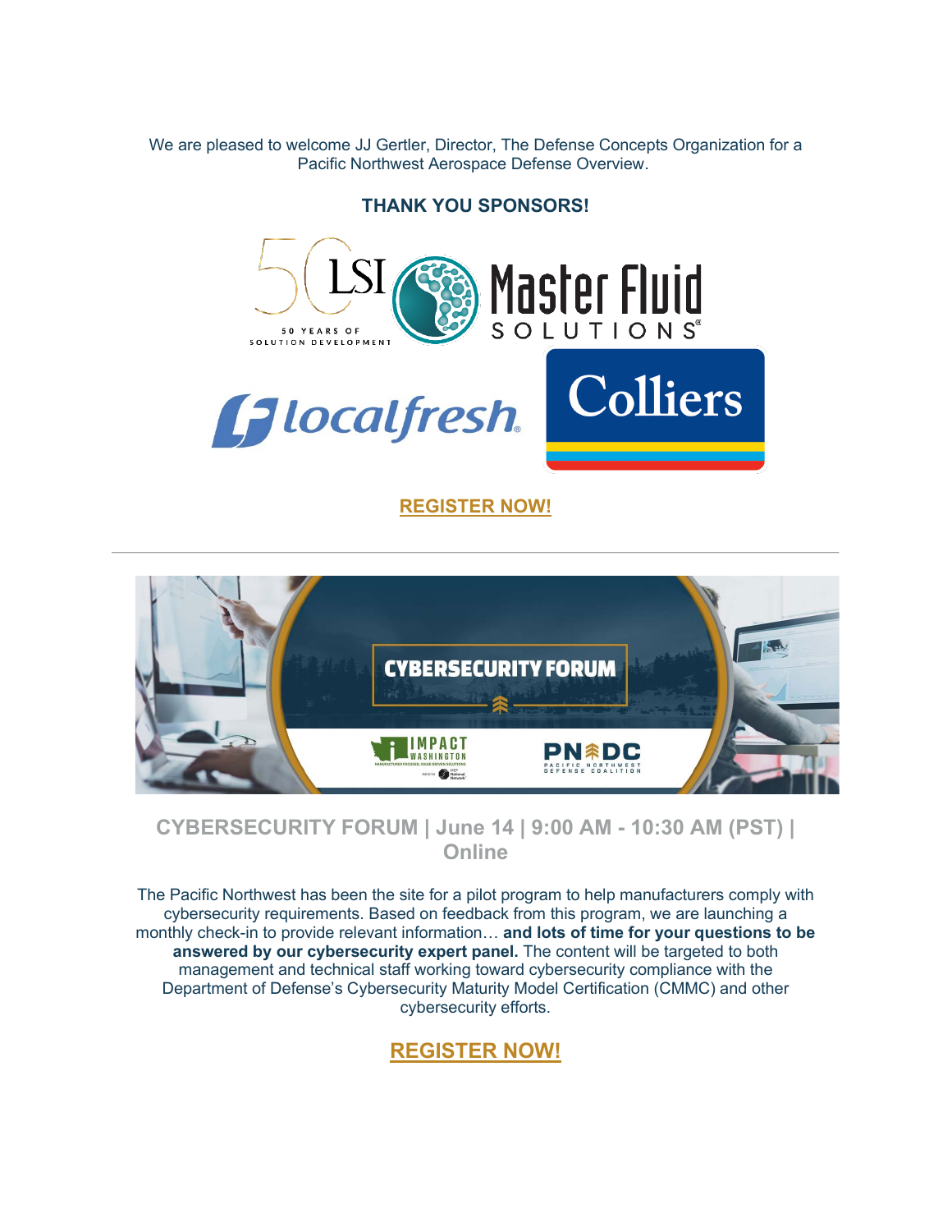We are pleased to welcome JJ Gertler, Director, The Defense Concepts Organization for a Pacific Northwest Aerospace Defense Overview.

**THANK YOU SPONSORS!**

LSI 50 YEARS OF SOLUTION DEVELOPMENT

Master Fluid SOLUTIONS

localfresh

Colliers

**REGISTER NOW!**

---

CYBERSECURITY FORUM

IMPACT WASHINGTON

PNDC PACIFIC NORTHWEST DEFENSE COALITION

## CYBERSECURITY FORUM | June 14 | 9:00 AM - 10:30 AM (PST) | Online

The Pacific Northwest has been the site for a pilot program to help manufacturers comply with cybersecurity requirements. Based on feedback from this program, we are launching a monthly check-in to provide relevant information… **and lots of time for your questions to be answered by our cybersecurity expert panel.** The content will be targeted to both management and technical staff working toward cybersecurity compliance with the Department of Defense's Cybersecurity Maturity Model Certification (CMMC) and other cybersecurity efforts.

**REGISTER NOW!**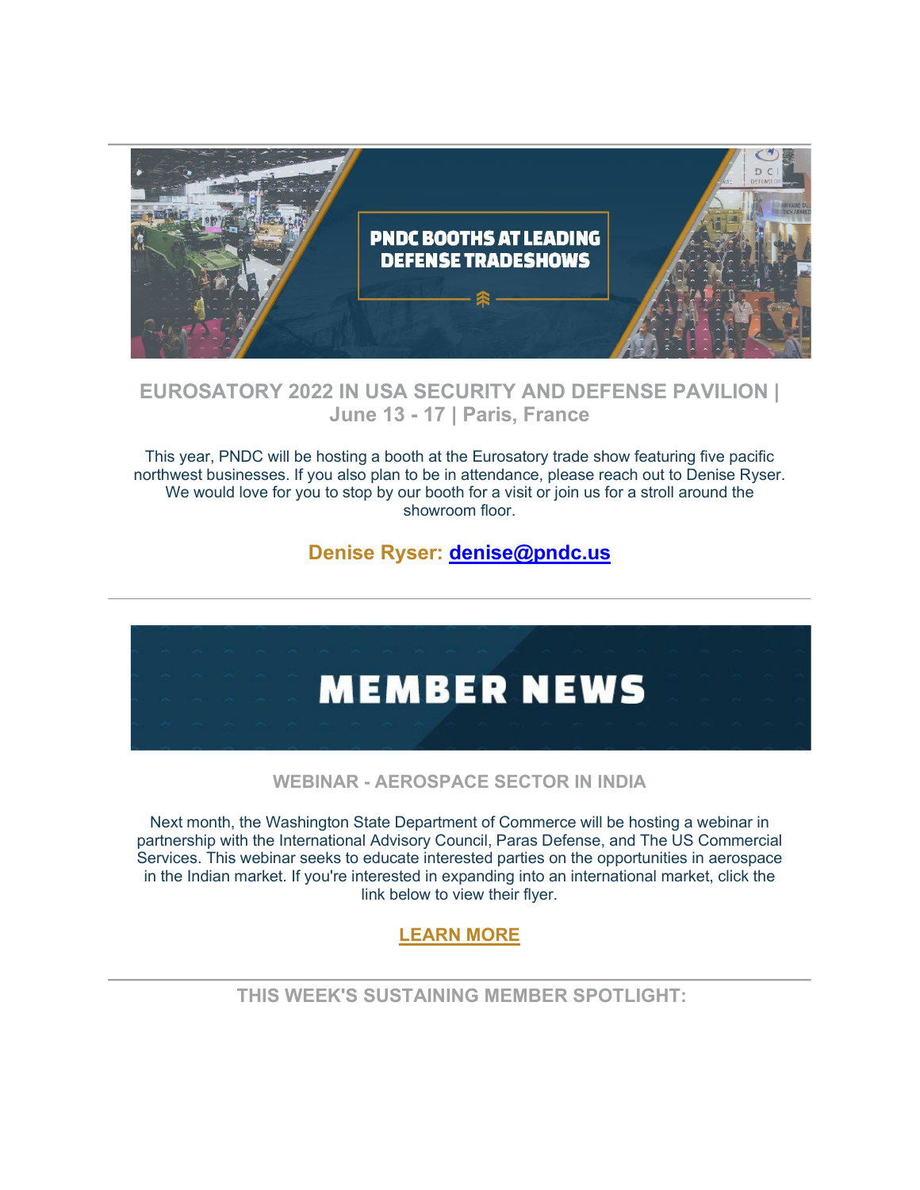PNDC BOOTHS AT LEADING DEFENSE TRADESHOWS

## EUROSATORY 2022 IN USA SECURITY AND DEFENSE PAVILION | June 13 - 17 | Paris, France

This year, PNDC will be hosting a booth at the Eurosatory trade show featuring five pacific northwest businesses. If you also plan to be in attendance, please reach out to Denise Ryser. We would love for you to stop by our booth for a visit or join us for a stroll around the showroom floor.

**Denise Ryser: denise@pndc.us**

---

# MEMBER NEWS

## WEBINAR - AEROSPACE SECTOR IN INDIA

Next month, the Washington State Department of Commerce will be hosting a webinar in partnership with the International Advisory Council, Paras Defense, and The US Commercial Services. This webinar seeks to educate interested parties on the opportunities in aerospace in the Indian market. If you're interested in expanding into an international market, click the link below to view their flyer.

**LEARN MORE**

---

## THIS WEEK'S SUSTAINING MEMBER SPOTLIGHT: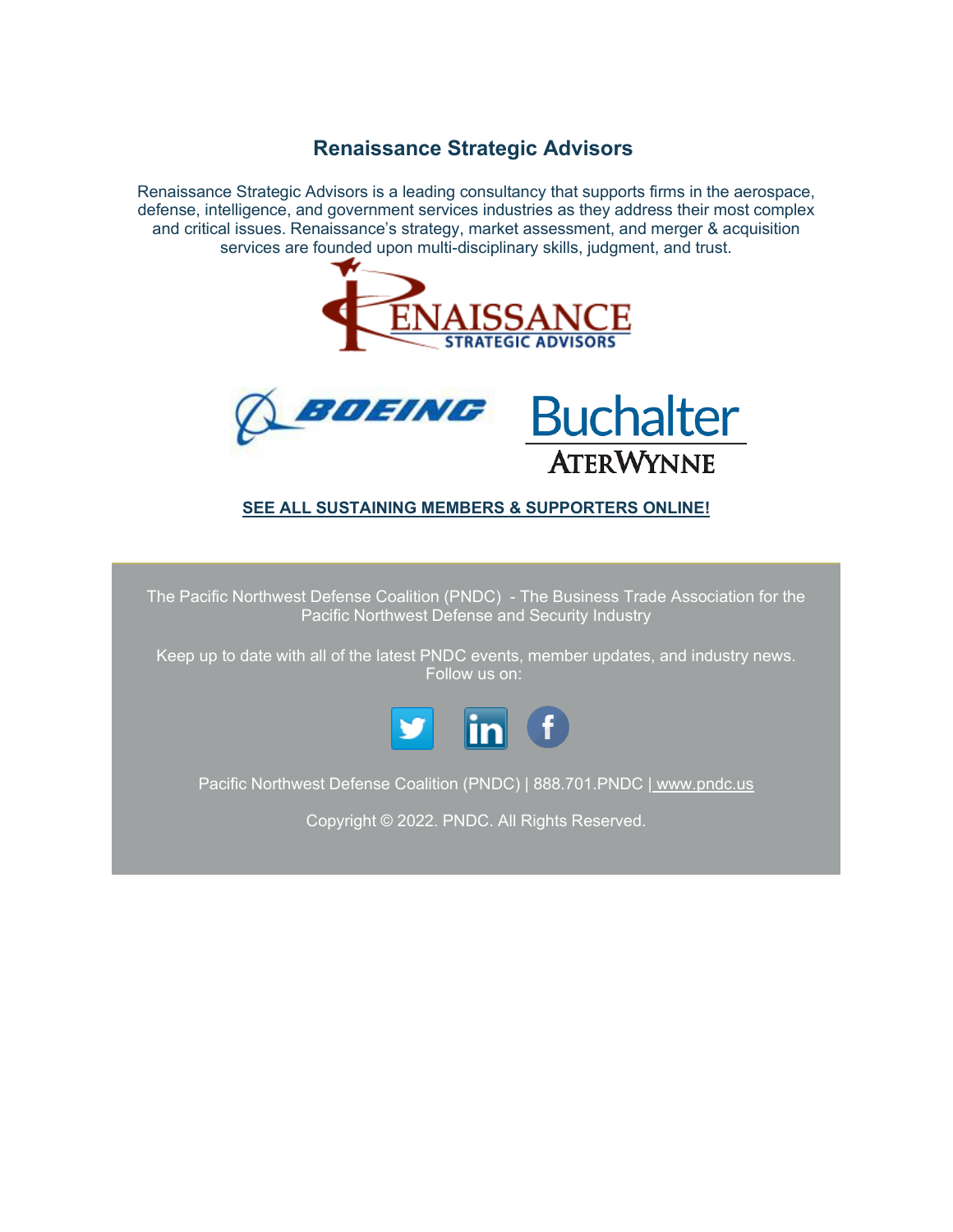## Renaissance Strategic Advisors

Renaissance Strategic Advisors is a leading consultancy that supports firms in the aerospace, defense, intelligence, and government services industries as they address their most complex and critical issues. Renaissance's strategy, market assessment, and merger & acquisition services are founded upon multi-disciplinary skills, judgment, and trust.

**SEE ALL SUSTAINING MEMBERS & SUPPORTERS ONLINE!**

The Pacific Northwest Defense Coalition (PNDC) - The Business Trade Association for the Pacific Northwest Defense and Security Industry

Keep up to date with all of the latest PNDC events, member updates, and industry news. Follow us on:

Pacific Northwest Defense Coalition (PNDC) | 888.701.PNDC | www.pndc.us

Copyright © 2022. PNDC. All Rights Reserved.